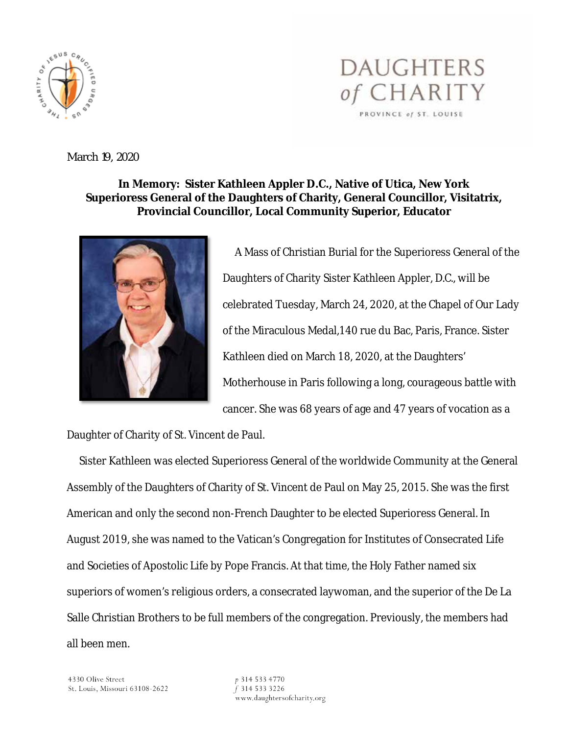DAUGHTERS of CHARITY

PROVINCE of ST. LOUISE

March 19, 2020

**In Memory: Sister Kathleen Appler D.C., Native of Utica, New York**
**Superioress General of the Daughters of Charity, General Councillor, Visitatrix, Provincial Councillor, Local Community Superior, Educator**

A Mass of Christian Burial for the Superioress General of the Daughters of Charity Sister Kathleen Appler, D.C., will be celebrated Tuesday, March 24, 2020, at the Chapel of Our Lady of the Miraculous Medal,140 rue du Bac, Paris, France. Sister Kathleen died on March 18, 2020, at the Daughters' Motherhouse in Paris following a long, courageous battle with cancer. She was 68 years of age and 47 years of vocation as a Daughter of Charity of St. Vincent de Paul.

Sister Kathleen was elected Superioress General of the worldwide Community at the General Assembly of the Daughters of Charity of St. Vincent de Paul on May 25, 2015. She was the first American and only the second non-French Daughter to be elected Superioress General. In August 2019, she was named to the Vatican's Congregation for Institutes of Consecrated Life and Societies of Apostolic Life by Pope Francis. At that time, the Holy Father named six superiors of women's religious orders, a consecrated laywoman, and the superior of the De La Salle Christian Brothers to be full members of the congregation. Previously, the members had all been men.

4330 Olive Street
St. Louis, Missouri 63108-2622

p 314 533 4770
f 314 533 3226
www.daughtersofcharity.org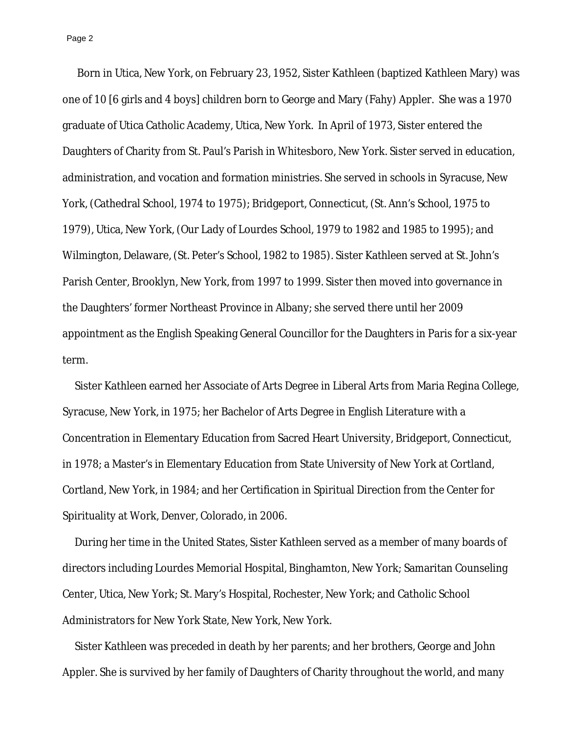Born in Utica, New York, on February 23, 1952, Sister Kathleen (baptized Kathleen Mary) was one of 10 [6 girls and 4 boys] children born to George and Mary (Fahy) Appler. She was a 1970 graduate of Utica Catholic Academy, Utica, New York. In April of 1973, Sister entered the Daughters of Charity from St. Paul's Parish in Whitesboro, New York. Sister served in education, administration, and vocation and formation ministries. She served in schools in Syracuse, New York, (Cathedral School, 1974 to 1975); Bridgeport, Connecticut, (St. Ann's School, 1975 to 1979), Utica, New York, (Our Lady of Lourdes School, 1979 to 1982 and 1985 to 1995); and Wilmington, Delaware, (St. Peter's School, 1982 to 1985). Sister Kathleen served at St. John's Parish Center, Brooklyn, New York, from 1997 to 1999. Sister then moved into governance in the Daughters' former Northeast Province in Albany; she served there until her 2009 appointment as the English Speaking General Councillor for the Daughters in Paris for a six-year term.

Sister Kathleen earned her Associate of Arts Degree in Liberal Arts from Maria Regina College, Syracuse, New York, in 1975; her Bachelor of Arts Degree in English Literature with a Concentration in Elementary Education from Sacred Heart University, Bridgeport, Connecticut, in 1978; a Master's in Elementary Education from State University of New York at Cortland, Cortland, New York, in 1984; and her Certification in Spiritual Direction from the Center for Spirituality at Work, Denver, Colorado, in 2006.

During her time in the United States, Sister Kathleen served as a member of many boards of directors including Lourdes Memorial Hospital, Binghamton, New York; Samaritan Counseling Center, Utica, New York; St. Mary's Hospital, Rochester, New York; and Catholic School Administrators for New York State, New York, New York.

Sister Kathleen was preceded in death by her parents; and her brothers, George and John Appler. She is survived by her family of Daughters of Charity throughout the world, and many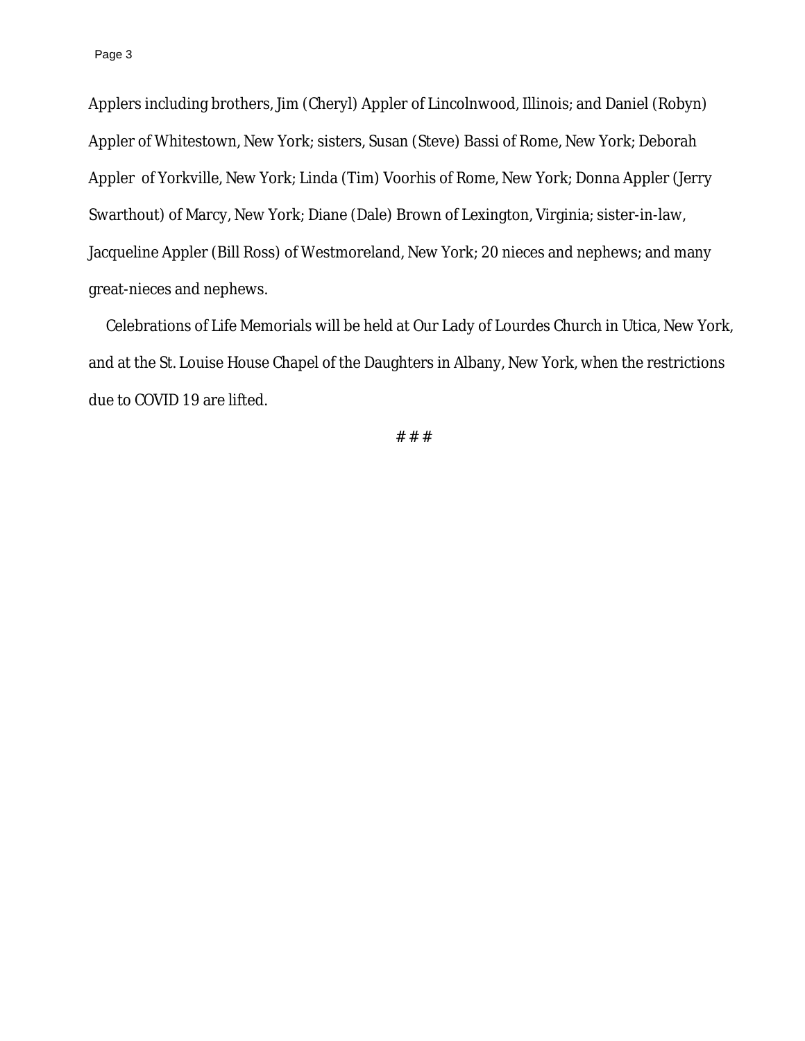Applers including brothers, Jim (Cheryl) Appler of Lincolnwood, Illinois; and Daniel (Robyn) Appler of Whitestown, New York; sisters, Susan (Steve) Bassi of Rome, New York; Deborah Appler of Yorkville, New York; Linda (Tim) Voorhis of Rome, New York; Donna Appler (Jerry Swarthout) of Marcy, New York; Diane (Dale) Brown of Lexington, Virginia; sister-in-law, Jacqueline Appler (Bill Ross) of Westmoreland, New York; 20 nieces and nephews; and many great-nieces and nephews.

Celebrations of Life Memorials will be held at Our Lady of Lourdes Church in Utica, New York, and at the St. Louise House Chapel of the Daughters in Albany, New York, when the restrictions due to COVID 19 are lifted.

# # #